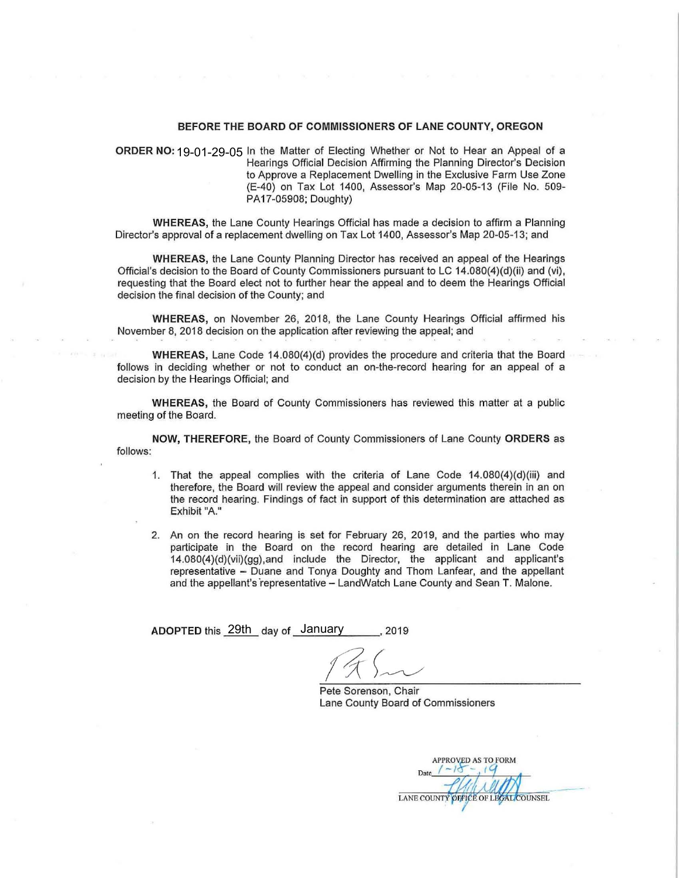**BEFORE THE BOARD OF COMMISSIONERS OF LANE COUNTY, OREGON**

**ORDER NO:** 19-01-29-05 In the Matter of Electing Whether or Not to Hear an Appeal of a Hearings Official Decision Affirming the Planning Director's Decision to Approve a Replacement Dwelling in the Exclusive Farm Use Zone (E-40) on Tax Lot 1400, Assessor's Map 20-05-13 (File No. 509-PA17-05908; Doughty)

**WHEREAS,** the Lane County Hearings Official has made a decision to affirm a Planning Director's approval of a replacement dwelling on Tax Lot 1400, Assessor's Map 20-05-13; and

**WHEREAS,** the Lane County Planning Director has received an appeal of the Hearings Official's decision to the Board of County Commissioners pursuant to LC 14.080(4)(d)(ii) and (vi), requesting that the Board elect not to further hear the appeal and to deem the Hearings Official decision the final decision of the County; and

**WHEREAS,** on November 26, 2018, the Lane County Hearings Official affirmed his November 8, 2018 decision on the application after reviewing the appeal; and

**WHEREAS,** Lane Code 14.080(4)(d) provides the procedure and criteria that the Board follows in deciding whether or not to conduct an on-the-record hearing for an appeal of a decision by the Hearings Official; and

**WHEREAS,** the Board of County Commissioners has reviewed this matter at a public meeting of the Board.

**NOW, THEREFORE,** the Board of County Commissioners of Lane County **ORDERS** as follows:

1. That the appeal complies with the criteria of Lane Code 14.080(4)(d)(iii) and therefore, the Board will review the appeal and consider arguments therein in an on the record hearing. Findings of fact in support of this determination are attached as Exhibit "A."

2. An on the record hearing is set for February 26, 2019, and the parties who may participate in the Board on the record hearing are detailed in Lane Code 14.080(4)(d)(vii)(gg),and include the Director, the applicant and applicant's representative – Duane and Tonya Doughty and Thom Lanfear, and the appellant and the appellant's representative – LandWatch Lane County and Sean T. Malone.

**ADOPTED** this 29th day of January, 2019

Pete Sorenson, Chair
Lane County Board of Commissioners

APPROVED AS TO FORM
Date 1-18-19
LANE COUNTY OFFICE OF LEGAL COUNSEL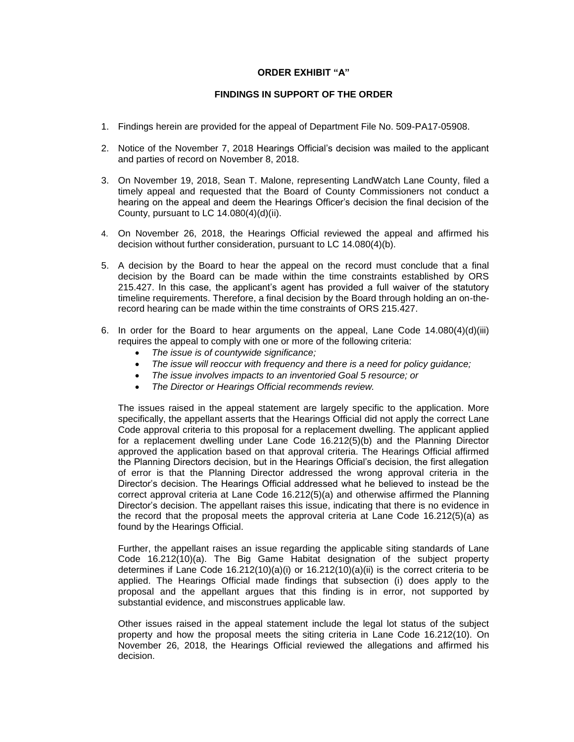**ORDER EXHIBIT "A"**

**FINDINGS IN SUPPORT OF THE ORDER**

1. Findings herein are provided for the appeal of Department File No. 509-PA17-05908.

2. Notice of the November 7, 2018 Hearings Official's decision was mailed to the applicant and parties of record on November 8, 2018.

3. On November 19, 2018, Sean T. Malone, representing LandWatch Lane County, filed a timely appeal and requested that the Board of County Commissioners not conduct a hearing on the appeal and deem the Hearings Officer's decision the final decision of the County, pursuant to LC 14.080(4)(d)(ii).

4. On November 26, 2018, the Hearings Official reviewed the appeal and affirmed his decision without further consideration, pursuant to LC 14.080(4)(b).

5. A decision by the Board to hear the appeal on the record must conclude that a final decision by the Board can be made within the time constraints established by ORS 215.427. In this case, the applicant's agent has provided a full waiver of the statutory timeline requirements. Therefore, a final decision by the Board through holding an on-the-record hearing can be made within the time constraints of ORS 215.427.

6. In order for the Board to hear arguments on the appeal, Lane Code 14.080(4)(d)(iii) requires the appeal to comply with one or more of the following criteria:
   - *The issue is of countywide significance;*
   - *The issue will reoccur with frequency and there is a need for policy guidance;*
   - *The issue involves impacts to an inventoried Goal 5 resource; or*
   - *The Director or Hearings Official recommends review.*

   The issues raised in the appeal statement are largely specific to the application. More specifically, the appellant asserts that the Hearings Official did not apply the correct Lane Code approval criteria to this proposal for a replacement dwelling. The applicant applied for a replacement dwelling under Lane Code 16.212(5)(b) and the Planning Director approved the application based on that approval criteria. The Hearings Official affirmed the Planning Directors decision, but in the Hearings Official's decision, the first allegation of error is that the Planning Director addressed the wrong approval criteria in the Director's decision. The Hearings Official addressed what he believed to instead be the correct approval criteria at Lane Code 16.212(5)(a) and otherwise affirmed the Planning Director's decision. The appellant raises this issue, indicating that there is no evidence in the record that the proposal meets the approval criteria at Lane Code 16.212(5)(a) as found by the Hearings Official.

   Further, the appellant raises an issue regarding the applicable siting standards of Lane Code 16.212(10)(a). The Big Game Habitat designation of the subject property determines if Lane Code 16.212(10)(a)(i) or 16.212(10)(a)(ii) is the correct criteria to be applied. The Hearings Official made findings that subsection (i) does apply to the proposal and the appellant argues that this finding is in error, not supported by substantial evidence, and misconstrues applicable law.

   Other issues raised in the appeal statement include the legal lot status of the subject property and how the proposal meets the siting criteria in Lane Code 16.212(10). On November 26, 2018, the Hearings Official reviewed the allegations and affirmed his decision.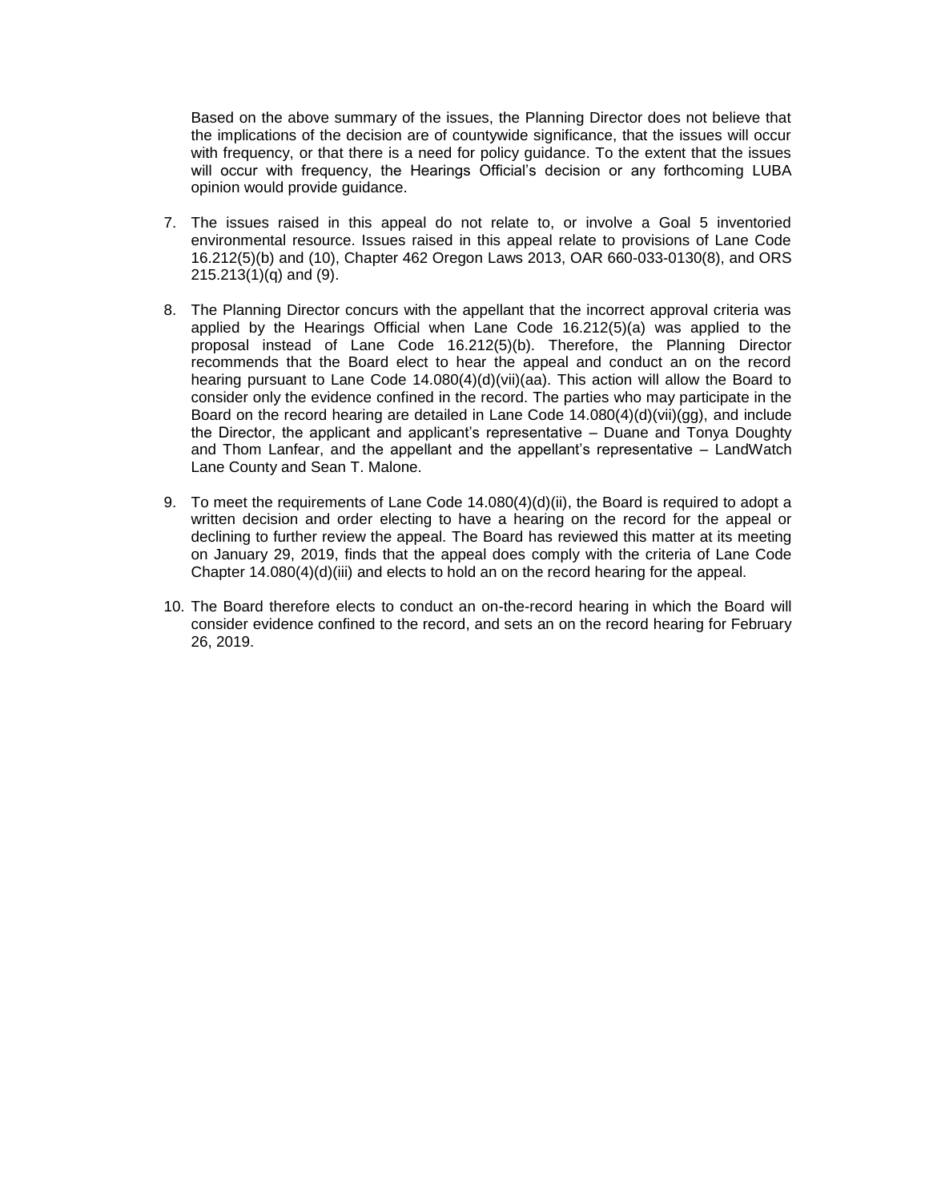Based on the above summary of the issues, the Planning Director does not believe that the implications of the decision are of countywide significance, that the issues will occur with frequency, or that there is a need for policy guidance. To the extent that the issues will occur with frequency, the Hearings Official's decision or any forthcoming LUBA opinion would provide guidance.

7. The issues raised in this appeal do not relate to, or involve a Goal 5 inventoried environmental resource. Issues raised in this appeal relate to provisions of Lane Code 16.212(5)(b) and (10), Chapter 462 Oregon Laws 2013, OAR 660-033-0130(8), and ORS 215.213(1)(q) and (9).

8. The Planning Director concurs with the appellant that the incorrect approval criteria was applied by the Hearings Official when Lane Code 16.212(5)(a) was applied to the proposal instead of Lane Code 16.212(5)(b). Therefore, the Planning Director recommends that the Board elect to hear the appeal and conduct an on the record hearing pursuant to Lane Code 14.080(4)(d)(vii)(aa). This action will allow the Board to consider only the evidence confined in the record. The parties who may participate in the Board on the record hearing are detailed in Lane Code 14.080(4)(d)(vii)(gg), and include the Director, the applicant and applicant's representative – Duane and Tonya Doughty and Thom Lanfear, and the appellant and the appellant's representative – LandWatch Lane County and Sean T. Malone.

9. To meet the requirements of Lane Code 14.080(4)(d)(ii), the Board is required to adopt a written decision and order electing to have a hearing on the record for the appeal or declining to further review the appeal. The Board has reviewed this matter at its meeting on January 29, 2019, finds that the appeal does comply with the criteria of Lane Code Chapter 14.080(4)(d)(iii) and elects to hold an on the record hearing for the appeal.

10. The Board therefore elects to conduct an on-the-record hearing in which the Board will consider evidence confined to the record, and sets an on the record hearing for February 26, 2019.